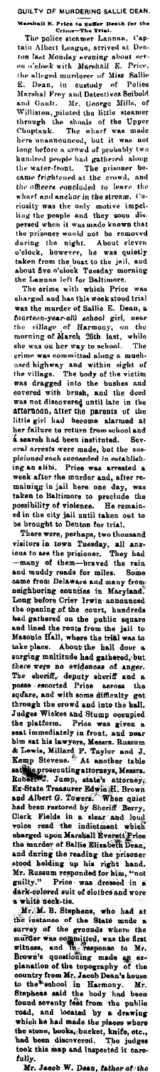# GUILTY OF MURDERING SALLIE DEAN.

**Marshall E. Price to Suffer Death for the Crime—The Trial.**

The police steamer Lannan, Captain Albert League, arrived at Denton last Monday evening about seven o'clock with Marshall E. Price, the alleged murderer of Miss Sallie E. Dean, in custody of Police Marshal Frey and Detectives Seibold and Gault. Mr. George Mills, of Williston, piloted the little steamer through the shoals of the Upper Choptank. The wharf was made here unannounced, but it was not long before a crowd of probably two hundred people had gathered along the water-front. The prisoner became frightened at the crowd, and the officers concluded to leave the wharf and anchor in the stream. Curiosity was the only motive impelling the people and they soon dispersed when it was made known that the prisoner would not be removed during the night. About eleven o'clock, however, he was quietly taken from the boat to the jail, and about five o'clock Tuesday morning the Lannan left for Baltimore.

The crime with which Price was charged and has this week stood trial was the murder of Sallie E. Dean, a fourteen-year-old school girl, near the village of Harmony, on the morning of March 26th last, while she was on her way to school. The crime was committed along a much-used highway and within sight of the village. The body of the victim was dragged into the bushes and covered with brush, and the deed was not discovered until late in the afternoon, after the parents of the little girl had become alarmed at her failure to return from school and a search had been instituted. Several arrests were made, but the suspicioned each succeeded in establishing an alibi. Price was arrested a week after the murder and, after remaining in jail here one day, was taken to Baltimore to preclude the possibility of violence. He remained in the city jail until taken out to be brought to Denton for trial.

There were, perhaps, two thousand visitors in town Tuesday, all anxious to see the prisoner. They had—many of them—braved the rain and muddy roads for miles. Some came from Delaware and many from neighboring counties in Maryland. Long before Crier Irwin announced the opening of the court, hundreds had gathered on the public square and lined the route from the jail to Masonic Hall, where the trial was to take place. About the hall door a surging multitude had gathered, but there were no evidences of anger. The sheriff, deputy sheriff and a posse escorted Price across the square, and with some difficulty got through the crowd and into the hall. Judges Wickes and Stump occupied the platform. Price was given a seat immediately in front, and near him sat his lawyers, Messrs. Russum & Lewis, Millard F. Taylor and J. Kemp Stevens. At another table sat the prosecuting attorneys, Messrs. Robert J. Jump, state's attorney; Ex-State Treasurer Edwin H. Brown and Albert G. Towers. When quiet had been restored by Sheriff Berry, Clerk Fields in a clear and loud voice read the indictment which charged upon Marshall Everett Price the murder of Sallie Elizabeth Dean, and during the reading the prisoner stood holding up his right hand. Mr. Russum responded for him, "not guilty." Price was dressed in a dark-colored suit of clothes and wore a white neck-tie.

Mr. M. B. Stephens, who had at the instance of the State made a survey of the grounds where the murder was committed, was the first witness, and in response to Mr. Brown's questioning made an explanation of the topography of the country from Mr. Jacob Dean's house to the school in Harmony. Mr. Stephens said the body had been found seventy feet from the public road, and located by a drawing which he had made the places where the stone, books, bucket, knife, etc., had been discovered. The judges took this map and inspected it carefully.

*Mr. Jacob W. Dean, father of the*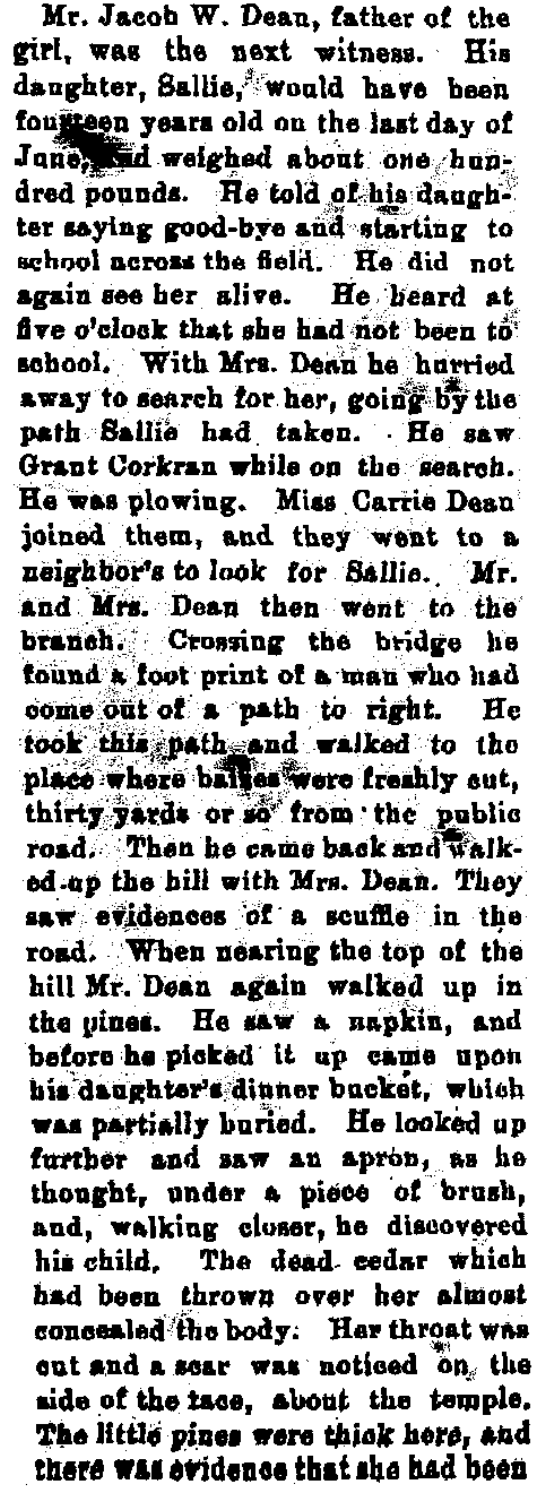Mr. Jacob W. Dean, father of the girl, was the next witness. His daughter, Sallie, would have been fourteen years old on the last day of June, and weighed about one hundred pounds. He told of his daughter saying good-bye and starting to school across the field. He did not again see her alive. He heard at five o'clock that she had not been to school. With Mrs. Dean he hurried away to search for her, going by the path Sallie had taken. He saw Grant Corkran while on the search. He was plowing. Miss Carrie Dean joined them, and they went to a neighbor's to look for Sallie. Mr. and Mrs. Dean then went to the branch. Crossing the bridge he found a foot print of a man who had come out of a path to right. He took this path and walked to the place where bushes were freshly cut, thirty yards or so from the public road. Then he came back and walked up the hill with Mrs. Dean. They saw evidences of a scuffle in the road. When nearing the top of the hill Mr. Dean again walked up in the pines. He saw a napkin, and before he picked it up came upon his daughter's dinner bucket, which was partially buried. He looked up further and saw an apron, as he thought, under a piece of brush, and, walking closer, he discovered his child. The dead cedar which had been thrown over her almost concealed the body. Her throat was cut and a scar was noticed on the side of the face, about the temple. The little pines were thick here, and there was evidence that she had been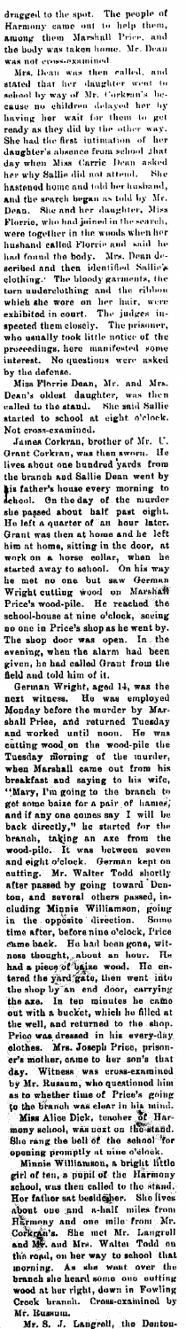dragged to the spot. The people of Harmony came out to help them, among them Marshall Price, and the body was taken home. Mr. Dean was not cross-examined.

Mrs. Dean was then called, and stated that her daughter went to school by way of Mr. Corkran's because no children delayed her by having her wait for them to get ready as they did by the other way. She had the first intimation of her daughter's absence from school that day when Miss Carrie Dean asked her why Sallie did not attend. She hastened home and told her husband, and the search began as told by Mr. Dean. She and her daughter, Miss Florrie, who had joined in the search, were together in the woods when her husband called Florrie and said he had found the body. Mrs. Dean described and then identified Sallie's clothing. The bloody garments, the torn underclothing and the ribbon which she wore on her hair, were exhibited in court. The judges inspected them closely. The prisoner, who usually took little notice of the proceedings, here manifested some interest. No questions were asked by the defense.

Miss Florrie Dean, Mr. and Mrs. Dean's oldest daughter, was then called to the stand. She said Sallie started to school at eight o'clock. Not cross-examined.

James Corkran, brother of Mr. U. Grant Corkran, was then sworn. He lives about one hundred yards from the branch and Sallie Dean went by his father's house every morning to school. On the day of the murder she passed about half past eight. He left a quarter of an hour later. Grant was then at home and he left him at home, sitting in the door, at work on a horse collar, when he started away to school. On his way he met no one but saw German Wright cutting wood on Marshall Price's wood-pile. He reached the school-house at nine o'clock, seeing no one in Price's shop as he went by. The shop door was open. In the evening, when the alarm had been given, he had called Grant from the field and told him of it.

German Wright, aged 14, was the next witness. He was employed Monday before the murder by Marshall Price, and returned Tuesday and worked until noon. He was cutting wood on the wood-pile the Tuesday morning of the murder, when Marshall came out from his breakfast and saying to his wife, "Mary, I'm going to the branch to get some baize for a pair of hames, and if any one comes say I will be back directly," he started for the branch, taking an axe from the wood-pile. It was between seven and eight o'clock. German kept on cutting. Mr. Walter Todd shortly after passed by going toward Denton, and several others passed, including Minnie Williamson, going in the opposite direction. Some time after, before nine o'clock, Price came back. He had been gone, witness thought, about an hour. He had a piece of baize wood. He entered the yard gate, then went into the shop by an end door, carrying the axe. In ten minutes he came out with a bucket, which he filled at the well, and returned to the shop. Price was dressed in his every-day clothes. Mrs. Joseph Price, prisoner's mother, came to her son's that day. Witness was cross-examined by Mr. Russum, who questioned him as to whether time of Price's going to the branch was clear in his mind.

Miss Alice Dick, teacher of Harmony school, was next on the stand. She rang the bell of the school for opening promptly at nine o'clock.

Minnie Williamson, a bright little girl of ten, a pupil of the Harmony school, was then called to the stand. Her father sat beside her. She lives about one and a-half miles from Harmony and one mile from Mr. Corkran's. She met Mr. Langrell and Mr. and Mrs. Walter Todd on the road, on her way to school that morning. As she went over the branch she heard some one cutting wood at her right, down in Fowling Creek branch. Cross-examined by Mr. Russum.

Mr. S. J. Langrell, the Denton-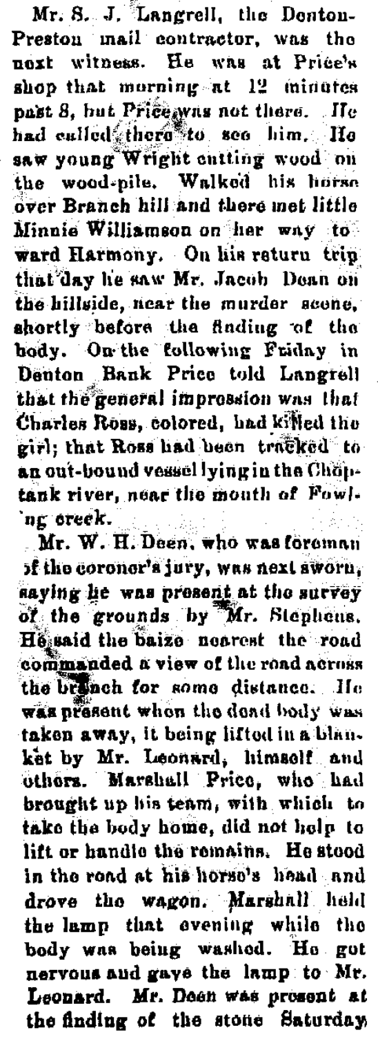Mr. S. J. Langrell, the Denton-Preston mail contractor, was the next witness. He was at Price's shop that morning at 12 minutes past 8, but Price was not there. He had called there to see him. He saw young Wright cutting wood on the wood-pile. Walked his horse over Branch hill and there met little Minnie Williamson on her way toward Harmony. On his return trip that day he saw Mr. Jacob Dean on the hillside, near the murder scene, shortly before the finding of the body. On the following Friday in Denton Bank Price told Langrell that the general impression was that Charles Ross, colored, had killed the girl; that Ross had been tracked to an out-bound vessel lying in the Choptank river, near the mouth of Fowling creek.

Mr. W. H. Deen, who was foreman of the coroner's jury, was next sworn, saying he was present at the survey of the grounds by Mr. Stephens. He said the baize nearest the road commanded a view of the road across the branch for some distance. He was present when the dead body was taken away, it being lifted in a blanket by Mr. Leonard, himself and others. Marshall Price, who had brought up his team, with which to take the body home, did not help to lift or handle the remains. He stood in the road at his horse's head and drove the wagon. Marshall held the lamp that evening while the body was being washed. He got nervous and gave the lamp to Mr. Leonard. Mr. Deen was present at the finding of the stone Saturday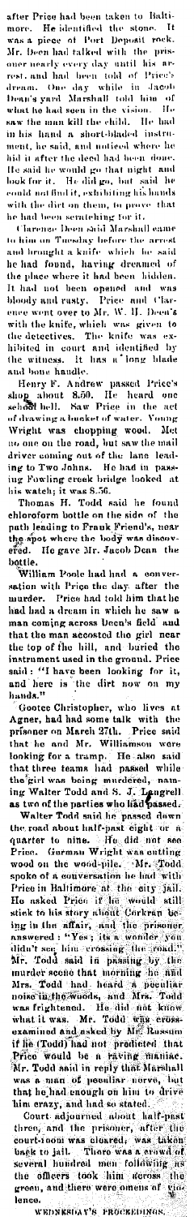after Price had been taken to Baltimore. He identified the stone. It was a piece of Port Deposit rock. Mr. Deen had talked with the prisoner nearly every day until his arrest, and had been told of Price's dream. One day while in Jacob Dean's yard Marshall told him of what he had seen in the vision. He saw the man kill the child. He had in his hand a short-bladed instrument, he said, and noticed where he hid it after the deed had been done. He said he would go that night and look for it. He did go, but said he could not find it, exhibiting his hands with the dirt on them, to prove that he had been scratching for it.

Clarence Deen said Marshall came to him on Tuesday before the arrest and brought a knife which he said he had found, having dreamed of the place where it had been hidden. It had not been opened and was bloody and rusty. Price and Clarence went over to Mr. W. H. Deen's with the knife, which was given to the detectives. The knife was exhibited in court and identified by the witness. It has a long blade and bone handle.

Henry F. Andrew passed Price's shop about 8.50. He heard one school bell. Saw Price in the act of drawing a bucket of water. Young Wright was chopping wood. Met no one on the road, but saw the mail driver coming out of the lane leading to Two Johns. He had in passing Fowling creek bridge looked at his watch; it was 8.56.

Thomas H. Todd said he found chloroform bottle on the side of the path leading to Frank Friend's, near the spot where the body was discovered. He gave Mr. Jacob Dean the bottle.

William Poole had had a conversation with Price the day after the murder. Price had told him that he had had a dream in which he saw a man coming across Deen's field and that the man accosted the girl near the top of the hill, and buried the instrument used in the ground. Price said: "I have been looking for it, and here is the dirt now on my hands."

Gootee Christopher, who lives at Agner, had had some talk with the prisoner on March 27th. Price said that he and Mr. Williamson were looking for a tramp. He also said that three teams had passed while the girl was being murdered, naming Walter Todd and S. J. Langrell as two of the parties who had passed.

Walter Todd said he passed down the road about half-past eight or a quarter to nine. He did not see Price. German Wright was cutting wood on the wood-pile. Mr. Todd spoke of a conversation he had with Price in Baltimore at the city jail. He asked Price if he would still stick to his story about Corkran being in the affair, and the prisoner answered: "Yes; its a wonder you didn't see him crossing the road." Mr. Todd said in passing by the murder scene that morning he and Mrs. Todd had heard a peculiar noise in the woods, and Mrs. Todd was frightened. He did not know what it was. Mr. Todd was cross-examined and asked by Mr. Russum if he (Todd) had not predicted that Price would be a raving maniac. Mr. Todd said in reply that Marshall was a man of peculiar nerve, but that he had enough on him to drive him crazy, and had so stated.

Court adjourned about half-past three, and the prisoner, after the court-room was cleared, was taken back to jail. There was a crowd of several hundred men following as the officers took him across the green, and there were omens of violence.

WEDNESDAY'S PROCEEDINGS.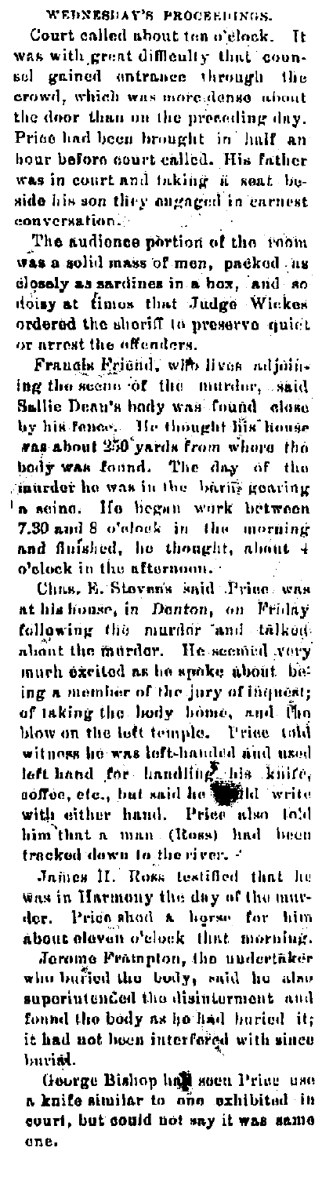## WEDNESDAY'S PROCEEDINGS.

Court called about ten o'clock. It was with great difficulty that counsel gained entrance through the crowd, which was more dense about the door than on the preceding day. Price had been brought in half an hour before court called. His father was in court and taking a seat beside his son they engaged in earnest conversation.

The audience portion of the room was a solid mass of men, packed as closely as sardines in a box, and so noisy at times that Judge Wickes ordered the sheriff to preserve quiet or arrest the offenders.

Francis Friend, who lives adjoining the scene of the murder, said Sallie Dean's body was found close by his fence. He thought his house was about 250 yards from where the body was found. The day of the murder he was in the barn gearing a seine. He began work between 7.30 and 8 o'clock in the morning and finished, he thought, about 4 o'clock in the afternoon.

Chas. E. Stevens said Price was at his house, in Denton, on Friday following the murder and talked about the murder. He seemed very much excited as he spoke about being a member of the jury of inquest; of taking the body home, and the blow on the left temple. Price told witness he was left-handed and used left hand for handling his knife, coffee, etc., but said he could write with either hand. Price also told him that a man (Ross) had been tracked down to the river.

James H. Ross testified that he was in Harmony the day of the murder. Price shod a horse for him about eleven o'clock that morning.

Jerome Frampton, the undertaker who buried the body, said he also superintended the disinterment and found the body as he had buried it; it had not been interfered with since burial.

George Bishop had seen Price use a knife similar to one exhibited in court, but could not say it was same one.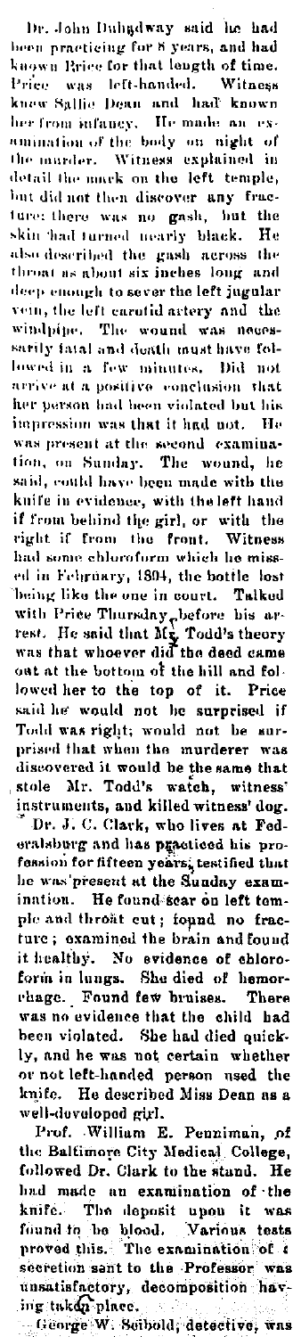Dr. John Dulgdway said he had been practicing for 8 years, and had known Price for that length of time. Price was left-handed. Witness knew Sallie Dean and had known her from infancy. He made an examination of the body on night of the murder. Witness explained in detail the mark on the left temple, but did not then discover any fracture; there was no gash, but the skin had turned nearly black. He also described the gash across the throat as about six inches long and deep enough to sever the left jugular vein, the left carotid artery and the windpipe. The wound was necessarily fatal and death must have followed in a few minutes. Did not arrive at a positive conclusion that her person had been violated but his impression was that it had not. He was present at the second examination, on Sunday. The wound, he said, could have been made with the knife in evidence, with the left hand if from behind the girl, or with the right if from the front. Witness had some chloroform which he missed in February, 1894, the bottle lost being like the one in court. Talked with Price Thursday before his arrest. He said that Mr. Todd's theory was that whoever did the deed came out at the bottom of the hill and followed her to the top of it. Price said he would not be surprised if Todd was right; would not be surprised that when the murderer was discovered it would be the same that stole Mr. Todd's watch, witness' instruments, and killed witness' dog.

Dr. J. C. Clark, who lives at Federalsburg and has practiced his profession for fifteen years, testified that he was present at the Sunday examination. He found scar on left temple and throat cut; found no fracture; examined the brain and found it healthy. No evidence of chloroform in lungs. She died of hemorrhage. Found few bruises. There was no evidence that the child had been violated. She had died quickly, and he was not certain whether or not left-handed person used the knife. He described Miss Dean as a well-developed girl.

Prof. William E. Penniman, of the Baltimore City Medical College, followed Dr. Clark to the stand. He had made an examination of the knife. The deposit upon it was found to be blood. Various tests proved this. The examination of a secretion sent to the Professor was unsatisfactory, decomposition having taken place.

George W. Seibold, detective, was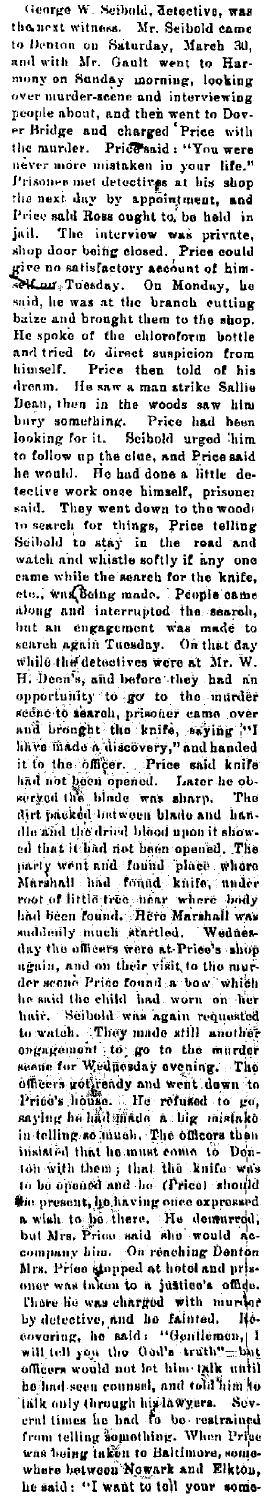George W. Seibold, detective, was the next witness. Mr. Seibold came to Denton on Saturday, March 30, and with Mr. Gault went to Harmony on Sunday morning, looking over murder-scene and interviewing people about, and then went to Dover Bridge and charged Price with the murder. Price said: "You were never more mistaken in your life." Prisoner met detectives at his shop the next day by appointment, and Price said Ross ought to be held in jail. The interview was private, shop door being closed. Price could give no satisfactory account of himself on Tuesday. On Monday, he said, he was at the branch cutting baize and brought them to the shop. He spoke of the chloroform bottle and tried to direct suspicion from himself. Price then told of his dream. He saw a man strike Sallie Dean, then in the woods saw him bury something. Price had been looking for it. Seibold urged him to follow up the clue, and Price said he would. He had done a little detective work once himself, prisoner said. They went down to the woods to search for things, Price telling Seibold to stay in the road and watch and whistle softly if any one came while the search for the knife, etc., was being made. People came along and interrupted the search, but an engagement was made to search again Tuesday. On that day while the detectives were at Mr. W. H. Deen's, and before they had an opportunity to go to the murder scene to search, prisoner came over and brought the knife, saying "I have made a discovery," and handed it to the officer. Price said knife had not been opened. Later he observed the blade was sharp. The dirt packed between blade and handle and the dried blood upon it showed that it had not been opened. The party went and found place where Marshall had found knife, under root of little tree near where body had been found. Here Marshall was suddenly much startled. Wednesday the officers were at Price's shop again, and on their visit to the murder scene Price found a bow which he said the child had worn on her hair. Seibold was again requested to watch. They made still another engagement to go to the murder scene for Wednesday evening. The officers got ready and went down to Price's house. He refused to go, saying he had made a big mistake in telling so much. The officers then insisted that he must come to Denton with them; that the knife was to be opened and he (Price) should be present, he having once expressed a wish to be there. He demurred, but Mrs. Price said she would accompany him. On reaching Denton Mrs. Price stopped at hotel and prisoner was taken to a justice's office. There he was charged with murder by detective, and he fainted. Recovering, he said: "Gentlemen, I will tell you the God's truth"—but officers would not let him talk until he had seen counsel, and told him to talk only through his lawyers. Several times he had to be restrained from telling something. When Price was being taken to Baltimore, somewhere between Newark and Elkton, he said: "I want to tell you some-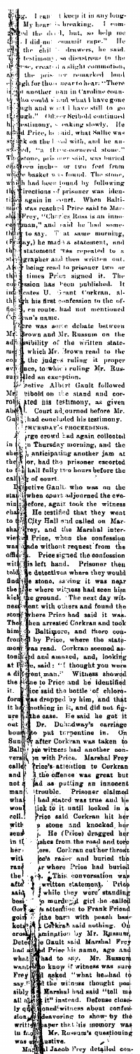... I can't keep it in any longer. My heart is breaking. I committed the deed, but, so help me God, I did not commit rape." He ... the chiffonier drawers, he said. ... testimony, so disastrous to the ... case, created a slight commotion, and the prisoner remarked loud enough for those near to hear: "There is another man in Caroline county who could stand what I have gone through and what I have still to go through." Officer Seibold continued his testimony, speaking slowly. He asked Price, he said, what Sallie was struck on the head with, and he answered, "a three-cornered stone." The stone, which ... weighed ... inches ... two feet from the basket was found. The stone, which had been found by following the directions of prisoner was identified again in court. When Baltimore was reached Price said to Marshal Frey, "Charles Ross is an innocent man," and said he had something to say. That same morning, (Friday,) he made a statement, and that statement was repeated to a stenographer and then written out. After being read to prisoner two or three times Price signed it. The confession has been published. In it states U. Grant Corkran, although his first confession to the officers, en route, had not mentioned Corkran's name.

There was some debate between Mr. Brown and Mr. Russum on the admissibility of the written statement, which Mr. Brown read to the court, the judges ruling it proper evidence, to which ruling Mr. Russum filed an exception.

Detective Albert Gault followed Seibold on the stand and corroborated his testimony, as given above. Court adjourned before Mr. Gault had concluded his testimony.

**THURSDAY'S PROCEEDINGS.**

A large crowd had again collected in court Thursday morning, and the sheriff, anticipating another jam at the door, had the prisoner escorted ... half fully two hours before the call of court.

Detective Gault, who was on the stand when court adjourned the evening before, again took the witness chair. He testified that they went to City Hall and called on Marshal Frey, and the Marshal interviewed Price, when the confession was made without request from the officers. Price signed the confession with his left hand. Prisoner then told the detectives where they would find the stone, saying it was near the place where witness had seen him kick the ground. The next day witness went with others and found the stone where Price had said it was. Then Price was arrested Corkran and took him to Baltimore, and there confronted by Price, where the statement was read. Corkran seemed astonished and amazed, and, looking at Price, said: "I thought you were a different man." Witness showed the stone to Price and he identified it. Price said the bottle of chloroform was dropped by him, and that it had nothing in it, and did not figure in the case. He said he got it out of Dr. Dukedway's carriage house to put turpentine in. On Sunday after Corkran was taken to Baltimore the witness had another conversation with Price. Marshal Frey called Price's attention to Corkran and the offense was great but not so bad as putting an innocent man in trouble. Prisoner claimed what he had stated was true and he would stick to it until locked in a cell. Price said Corkran hit her with a stone and knocked her senseless. He (Price) dragged her in the bushes from the road and tore her clothes. Corkran cut her throat with Price's razor and buried the razor where Price had buried the ... This conversation was after the written statement. Price said that while they were standing beside the road to murder the girl he called Corkran's attention to Frank Friend going to the barn with peach baskets. Corkran said nothing. On cross-examination by Mr. Russum, Detective Gault said Marshal Frey had asked Price his name, age and what he had to say. Mr. Russum wanted to know if witness was sure Frey had asked "what he had to say." If the witness thought possibly the Marshal had said "tell it all about it" instead. Defense closely questioned witness about confession endeavoring to show by the written paper that his memory was in fault. Mr. Russum's questioning was exhaustive.

Marshal Jacob Frey detailed con-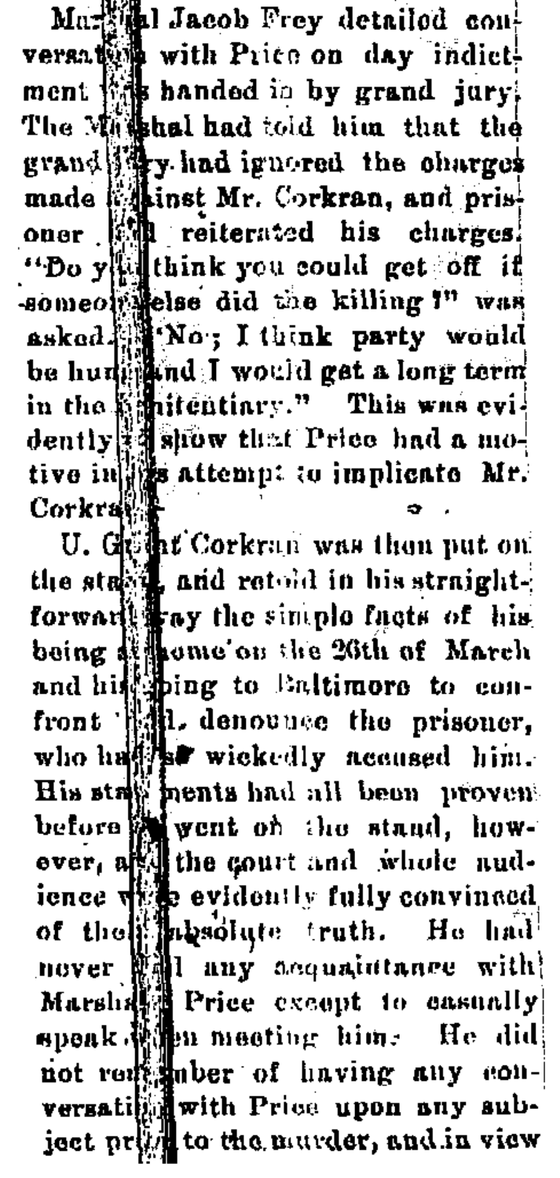Marshal Jacob Frey detailed conversation with Price on day indictment was handed in by grand jury. The Marshal had told him that the grand jury had ignored the charges made against Mr. Corkran, and prisoner still reiterated his charges. "Do you think you could get off if someone else did the killing?" was asked. "No; I think party would be hung and I would get a long term in the penitentiary." This was evidently to show that Price had a motive in his attempt to implicate Mr. Corkran.

U. Grant Corkran was then put on the stand, and retold in his straightforward way the simple facts of his being at home on the 26th of March and his going to Baltimore to confront and denounce the prisoner, who had so wickedly accused him. His statements had all been proven before he went on the stand, however, and the court and whole audience were evidently fully convinced of their absolute truth. He had never had any acquaintance with Marshal Price except to casually speak when meeting him. He did not remember of having any conversation with Price upon any subject prior to the murder, and in view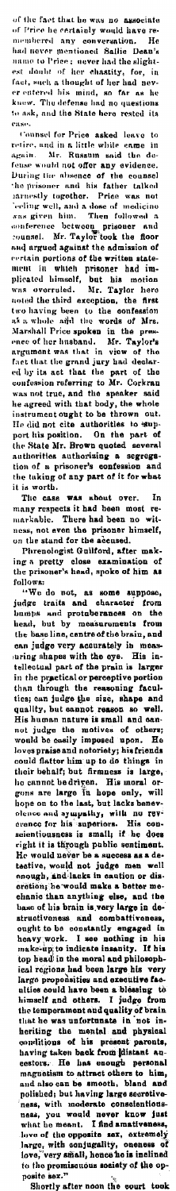of the fact that he was no associate of Price he certainly would have remembered any conversation. He had never mentioned Sallie Dean's name to Price; never had the slightest doubt of her chastity, for, in fact, such a thought of her had never entered his mind, so far as he knew. The defense had no questions to ask, and the State here rested its case.

Counsel for Price asked leave to retire, and in a little while came in again. Mr. Russum said the defense would not offer any evidence. During the absence of the counsel the prisoner and his father talked earnestly together. Price was not feeling well, and a dose of medicine was given him. Then followed a conference between prisoner and counsel. Mr. Taylor took the floor and argued against the admission of certain portions of the written statement in which prisoner had implicated himself, but his motion was overruled. Mr. Taylor here noted the third exception, the first two having been to the confession as a whole and the words of Mrs. Marshall Price spoken in the presence of her husband. Mr. Taylor's argument was that in view of the fact that the grand jury had declared by its act that the part of the confession referring to Mr. Corkran was not true, and the speaker said he agreed with that body, the whole instrument ought to be thrown out. He did not cite authorities to support his position. On the part of the State Mr. Brown quoted several authorities authorizing a segregation of a prisoner's confession and the taking of any part of it for what it was worth.

The case was about over. In many respects it had been most remarkable. There had been no witness, not even the prisoner himself, on the stand for the accused.

Phrenologist Guilford, after making a pretty close examination of the prisoner's head, spoke of him as follows:

"We do not, as some suppose, judge traits and character from bumps and protuberances on the head, but by measurements from the base line, centre of the brain, and can judge very accurately in measuring shapes with the eye. His intellectual part of the brain is larger in the practical or perceptive portion than through the reasoning faculties; can judge the size, shape and quality, but cannot reason so well. His human nature is small and cannot judge the motives of others; would be easily imposed upon. He loves praise and notoriety; his friends could flatter him up to do things in their behalf; but firmness is large, he cannot be driven. His moral organs are large in hope only, will hope on to the last, but lacks benevolence and sympathy, with no reverence for his superiors. His conscientiousness is small; if he does right it is through public sentiment. He would never be a success as a detective, would not judge men well enough, and lacks in caution or discretion; he would make a better mechanic than anything else, and the base of his brain is very large in destructiveness and combativeness, ought to be constantly engaged in heavy work. I see nothing in his make-up to indicate insanity. If his top head in the moral and philosophical regions had been large his very large propensities and executive faculties could have been a blessing to himself and others. I judge from the temperament and quality of brain that he was unfortunate in not inheriting the mental and physical conditions of his present parents, having taken back from distant ancestors. He has enough personal magnetism to attract others to him, and also can be smooth, bland and polished; but having large secretiveness, with moderate conscientiousness, you would never know just what he meant. I find amativeness, love of the opposite sex, extremely large, with conjugality, oneness of love, very small, hence he is inclined to the promiscuous society of the opposite sex."

Shortly after noon the court took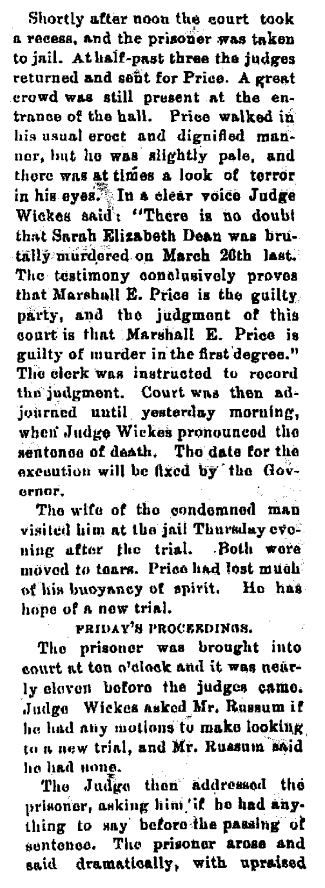Shortly after noon the court took a recess, and the prisoner was taken to jail. At half-past three the judges returned and sent for Price. A great crowd was still present at the entrance of the hall. Price walked in his usual erect and dignified manner, but he was slightly pale, and there was at times a look of terror in his eyes. In a clear voice Judge Wickes said: "There is no doubt that Sarah Elizabeth Dean was brutally murdered on March 26th last. The testimony conclusively proves that Marshall E. Price is the guilty party, and the judgment of this court is that Marshall E. Price is guilty of murder in the first degree." The clerk was instructed to record the judgment. Court was then adjourned until yesterday morning, when Judge Wickes pronounced the sentence of death. The date for the execution will be fixed by the Governor.

The wife of the condemned man visited him at the jail Thursday evening after the trial. Both were moved to tears. Price had lost much of his buoyancy of spirit. He has hope of a new trial.

FRIDAY'S PROCEEDINGS.

The prisoner was brought into court at ten o'clock and it was nearly eleven before the judges came. Judge Wickes asked Mr. Russum if he had any motions to make looking to a new trial, and Mr. Russum said he had none.

The Judge then addressed the prisoner, asking him if he had anything to say before the passing of sentence. The prisoner arose and said dramatically, with upraised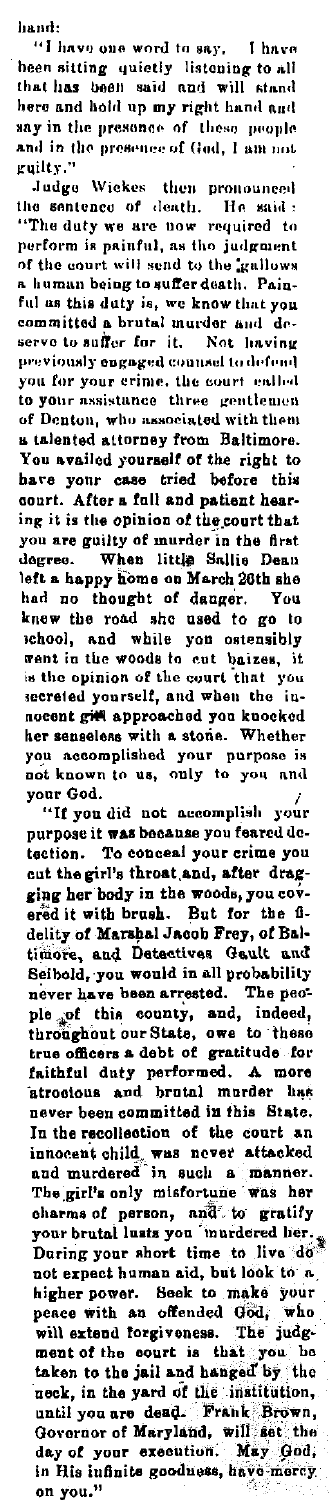hand:

"I have one word to say. I have been sitting quietly listening to all that has been said and will stand here and hold up my right hand and say in the presence of these people and in the presence of God, I am not guilty."

Judge Wickes then pronounced the sentence of death. He said: "The duty we are now required to perform is painful, as the judgment of the court will send to the gallows a human being to suffer death. Painful as this duty is, we know that you committed a brutal murder and deserve to suffer for it. Not having previously engaged counsel to defend you for your crime, the court called to your assistance three gentlemen of Denton, who associated with them a talented attorney from Baltimore. You availed yourself of the right to have your case tried before this court. After a full and patient hearing it is the opinion of the court that you are guilty of murder in the first degree. When little Sallie Dean left a happy home on March 20th she had no thought of danger. You knew the road she used to go to school, and while you ostensibly went in the woods to cut baizes, it is the opinion of the court that you secreted yourself, and when the innocent girl approached you knocked her senseless with a stone. Whether you accomplished your purpose is not known to us, only to you and your God.

"If you did not accomplish your purpose it was because you feared detection. To conceal your crime you cut the girl's throat and, after dragging her body in the woods, you covered it with brush. But for the fidelity of Marshal Jacob Frey, of Baltimore, and Detectives Gault and Seibold, you would in all probability never have been arrested. The people of this county, and, indeed, throughout our State, owe to these true officers a debt of gratitude for faithful duty performed. A more atrocious and brutal murder has never been committed in this State. In the recollection of the court an innocent child was never attacked and murdered in such a manner. The girl's only misfortune was her charms of person, and to gratify your brutal lusts you murdered her. During your short time to live do not expect human aid, but look to a higher power. Seek to make your peace with an offended God, who will extend forgiveness. The judgment of the court is that you be taken to the jail and hanged by the neck, in the yard of the institution, until you are dead. Frank Brown, Governor of Maryland, will set the day of your execution. May God, in His infinite goodness, have mercy on you."